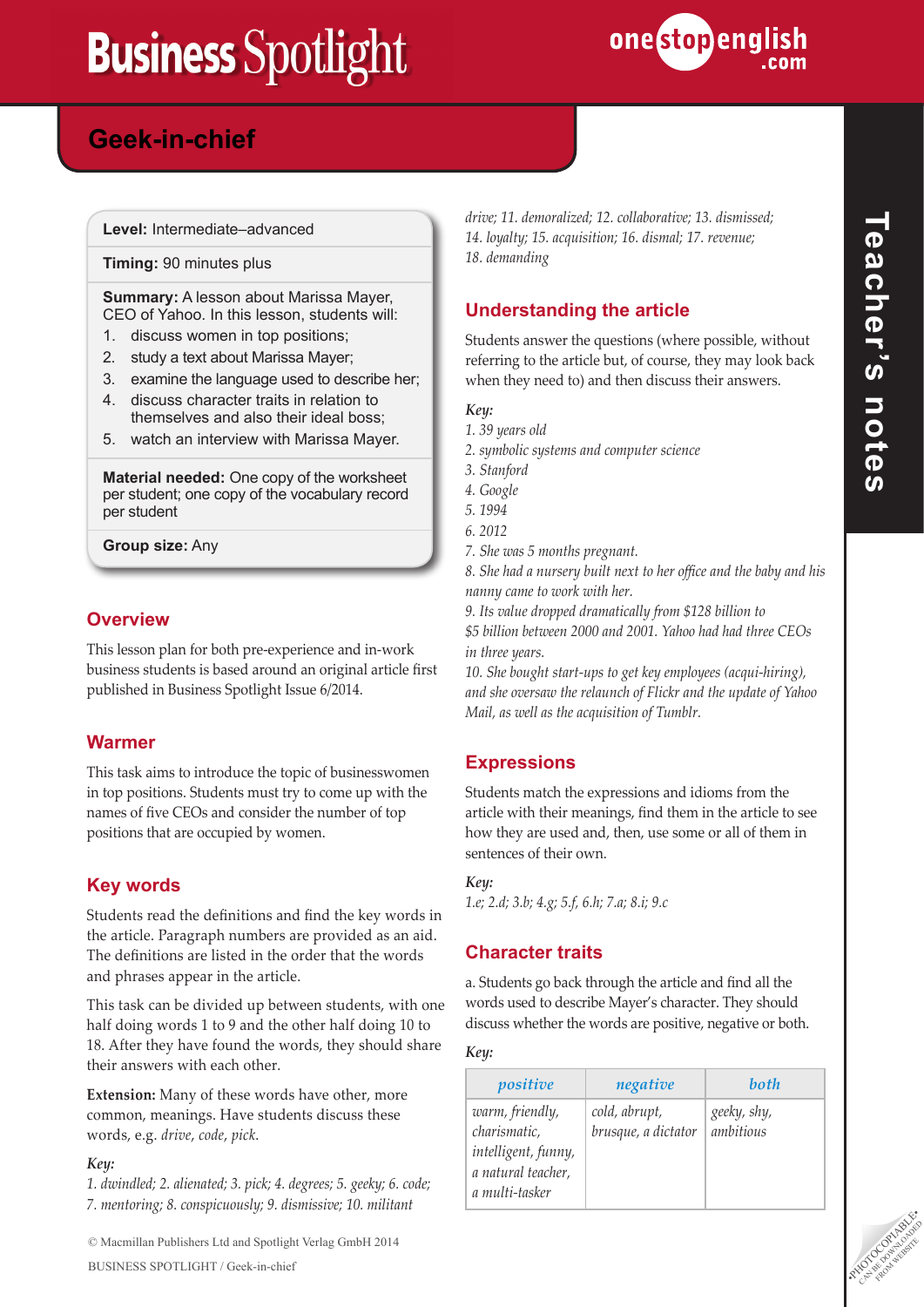# Business Spotlight

## Geek-in-chief

Teacher's notes

**Level:** Intermediate–advanced

**Timing:** 90 minutes plus

**Summary:** A lesson about Marissa Mayer, CEO of Yahoo. In this lesson, students will:

1. discuss women in top positions;
2. study a text about Marissa Mayer;
3. examine the language used to describe her;
4. discuss character traits in relation to themselves and also their ideal boss;
5. watch an interview with Marissa Mayer.

**Material needed:** One copy of the worksheet per student; one copy of the vocabulary record per student

**Group size:** Any

### Overview

This lesson plan for both pre-experience and in-work business students is based around an original article first published in Business Spotlight Issue 6/2014.

### Warmer

This task aims to introduce the topic of businesswomen in top positions. Students must try to come up with the names of five CEOs and consider the number of top positions that are occupied by women.

### Key words

Students read the definitions and find the key words in the article. Paragraph numbers are provided as an aid. The definitions are listed in the order that the words and phrases appear in the article.

This task can be divided up between students, with one half doing words 1 to 9 and the other half doing 10 to 18. After they have found the words, they should share their answers with each other.

**Extension:** Many of these words have other, more common, meanings. Have students discuss these words, e.g. *drive*, *code*, *pick*.

*Key:*

*1. dwindled; 2. alienated; 3. pick; 4. degrees; 5. geeky; 6. code; 7. mentoring; 8. conspicuously; 9. dismissive; 10. militant drive; 11. demoralized; 12. collaborative; 13. dismissed; 14. loyalty; 15. acquisition; 16. dismal; 17. revenue; 18. demanding*

### Understanding the article

Students answer the questions (where possible, without referring to the article but, of course, they may look back when they need to) and then discuss their answers.

*Key:*

*1. 39 years old*
*2. symbolic systems and computer science*
*3. Stanford*
*4. Google*
*5. 1994*
*6. 2012*
*7. She was 5 months pregnant.*
*8. She had a nursery built next to her office and the baby and his nanny came to work with her.*
*9. Its value dropped dramatically from $128 billion to $5 billion between 2000 and 2001. Yahoo had had three CEOs in three years.*
*10. She bought start-ups to get key employees (acqui-hiring), and she oversaw the relaunch of Flickr and the update of Yahoo Mail, as well as the acquisition of Tumblr.*

### Expressions

Students match the expressions and idioms from the article with their meanings, find them in the article to see how they are used and, then, use some or all of them in sentences of their own.

*Key:*

*1.e; 2.d; 3.b; 4.g; 5.f, 6.h; 7.a; 8.i; 9.c*

### Character traits

a. Students go back through the article and find all the words used to describe Mayer's character. They should discuss whether the words are positive, negative or both.

*Key:*

| *positive* | *negative* | *both* |
|---|---|---|
| *warm, friendly, charismatic, intelligent, funny, a natural teacher, a multi-tasker* | *cold, abrupt, brusque, a dictator* | *geeky, shy, ambitious* |

© Macmillan Publishers Ltd and Spotlight Verlag GmbH 2014

BUSINESS SPOTLIGHT / Geek-in-chief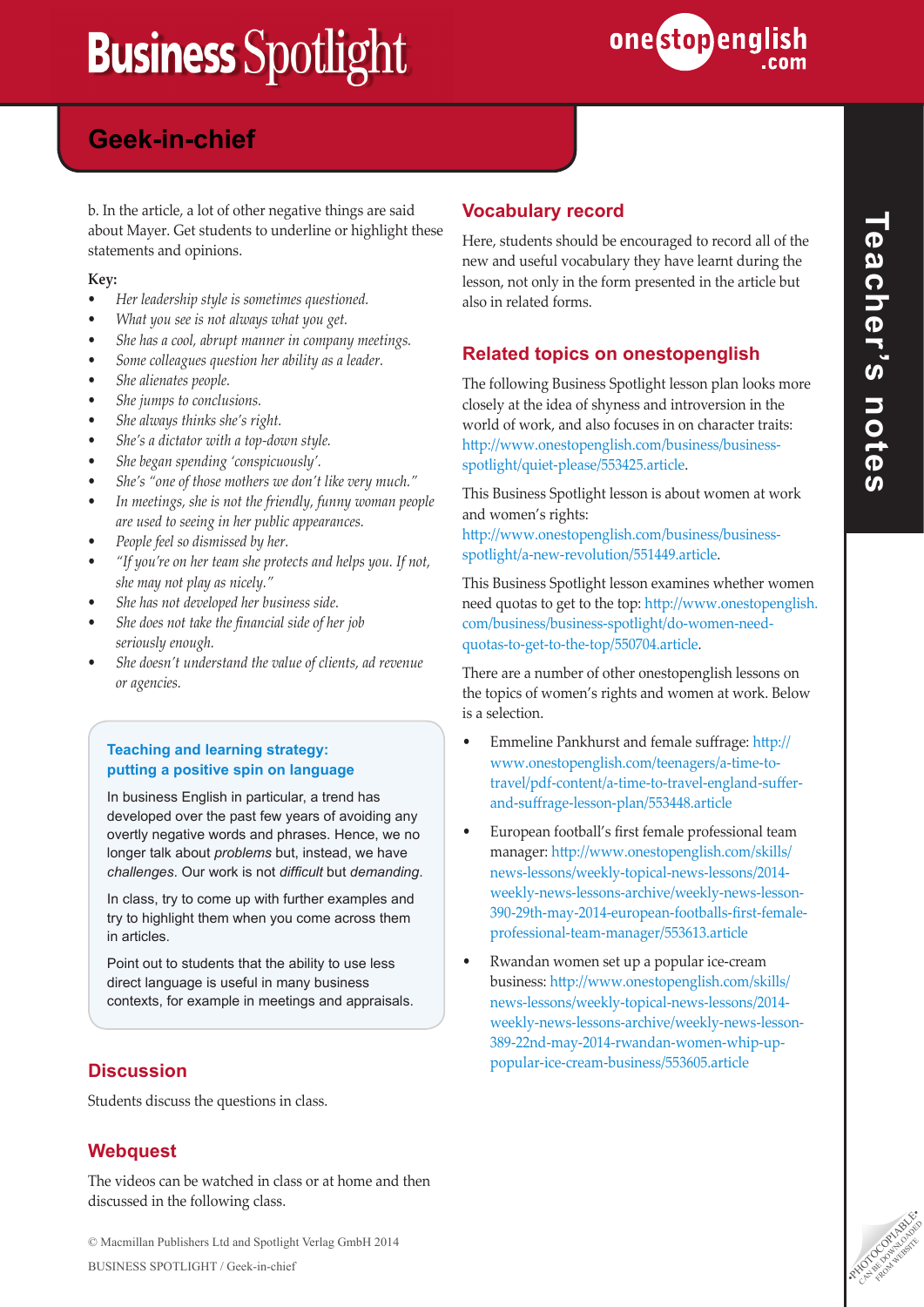## Geek-in-chief

b. In the article, a lot of other negative things are said about Mayer. Get students to underline or highlight these statements and opinions.

**Key:**

- *Her leadership style is sometimes questioned.*
- *What you see is not always what you get.*
- *She has a cool, abrupt manner in company meetings.*
- *Some colleagues question her ability as a leader.*
- *She alienates people.*
- *She jumps to conclusions.*
- *She always thinks she's right.*
- *She's a dictator with a top-down style.*
- *She began spending 'conspicuously'.*
- *She's "one of those mothers we don't like very much."*
- *In meetings, she is not the friendly, funny woman people are used to seeing in her public appearances.*
- *People feel so dismissed by her.*
- *"If you're on her team she protects and helps you. If not, she may not play as nicely."*
- *She has not developed her business side.*
- *She does not take the financial side of her job seriously enough.*
- *She doesn't understand the value of clients, ad revenue or agencies.*

### Teaching and learning strategy: putting a positive spin on language

In business English in particular, a trend has developed over the past few years of avoiding any overtly negative words and phrases. Hence, we no longer talk about *problems* but, instead, we have *challenges*. Our work is not *difficult* but *demanding*.

In class, try to come up with further examples and try to highlight them when you come across them in articles.

Point out to students that the ability to use less direct language is useful in many business contexts, for example in meetings and appraisals.

### Discussion

Students discuss the questions in class.

### Webquest

The videos can be watched in class or at home and then discussed in the following class.

### Vocabulary record

Here, students should be encouraged to record all of the new and useful vocabulary they have learnt during the lesson, not only in the form presented in the article but also in related forms.

### Related topics on onestopenglish

The following Business Spotlight lesson plan looks more closely at the idea of shyness and introversion in the world of work, and also focuses in on character traits: http://www.onestopenglish.com/business/business-spotlight/quiet-please/553425.article.

This Business Spotlight lesson is about women at work and women's rights: http://www.onestopenglish.com/business/business-spotlight/a-new-revolution/551449.article.

This Business Spotlight lesson examines whether women need quotas to get to the top: http://www.onestopenglish.com/business/business-spotlight/do-women-need-quotas-to-get-to-the-top/550704.article.

There are a number of other onestopenglish lessons on the topics of women's rights and women at work. Below is a selection.

- Emmeline Pankhurst and female suffrage: http://www.onestopenglish.com/teenagers/a-time-to-travel/pdf-content/a-time-to-travel-england-suffer-and-suffrage-lesson-plan/553448.article
- European football's first female professional team manager: http://www.onestopenglish.com/skills/news-lessons/weekly-topical-news-lessons/2014-weekly-news-lessons-archive/weekly-news-lesson-390-29th-may-2014-european-footballs-first-female-professional-team-manager/553613.article
- Rwandan women set up a popular ice-cream business: http://www.onestopenglish.com/skills/news-lessons/weekly-topical-news-lessons/2014-weekly-news-lessons-archive/weekly-news-lesson-389-22nd-may-2014-rwandan-women-whip-up-popular-ice-cream-business/553605.article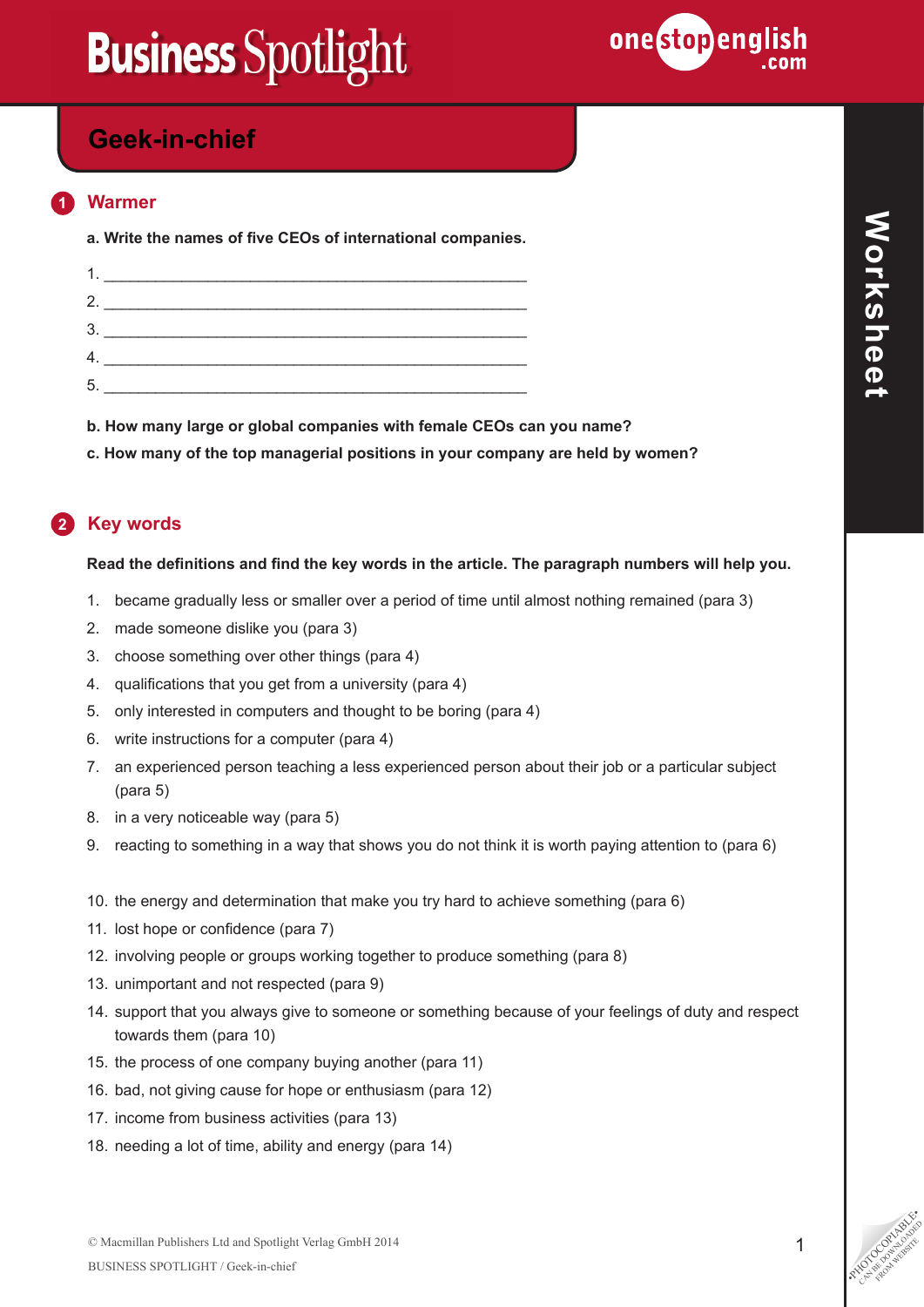# Geek-in-chief

## 1 Warmer

**a. Write the names of five CEOs of international companies.**

1. ____________________________________________
2. ____________________________________________
3. ____________________________________________
4. ____________________________________________
5. ____________________________________________

**b. How many large or global companies with female CEOs can you name?**

**c. How many of the top managerial positions in your company are held by women?**

## 2 Key words

**Read the definitions and find the key words in the article. The paragraph numbers will help you.**

1. became gradually less or smaller over a period of time until almost nothing remained (para 3)
2. made someone dislike you (para 3)
3. choose something over other things (para 4)
4. qualifications that you get from a university (para 4)
5. only interested in computers and thought to be boring (para 4)
6. write instructions for a computer (para 4)
7. an experienced person teaching a less experienced person about their job or a particular subject (para 5)
8. in a very noticeable way (para 5)
9. reacting to something in a way that shows you do not think it is worth paying attention to (para 6)
10. the energy and determination that make you try hard to achieve something (para 6)
11. lost hope or confidence (para 7)
12. involving people or groups working together to produce something (para 8)
13. unimportant and not respected (para 9)
14. support that you always give to someone or something because of your feelings of duty and respect towards them (para 10)
15. the process of one company buying another (para 11)
16. bad, not giving cause for hope or enthusiasm (para 12)
17. income from business activities (para 13)
18. needing a lot of time, ability and energy (para 14)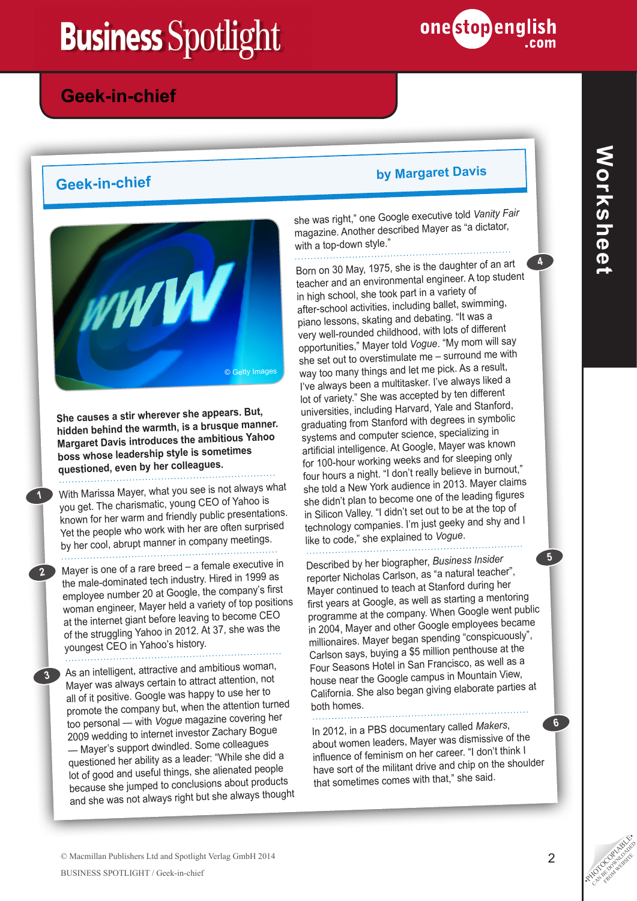## Geek-in-chief

### Geek-in-chief

by Margaret Davis

© Getty Images

**She causes a stir wherever she appears. But, hidden behind the warmth, is a brusque manner. Margaret Davis introduces the ambitious Yahoo boss whose leadership style is sometimes questioned, even by her colleagues.**

1 With Marissa Mayer, what you see is not always what you get. The charismatic, young CEO of Yahoo is known for her warm and friendly public presentations. Yet the people who work with her are often surprised by her cool, abrupt manner in company meetings.

2 Mayer is one of a rare breed – a female executive in the male-dominated tech industry. Hired in 1999 as employee number 20 at Google, the company's first woman engineer, Mayer held a variety of top positions at the internet giant before leaving to become CEO of the struggling Yahoo in 2012. At 37, she was the youngest CEO in Yahoo's history.

3 As an intelligent, attractive and ambitious woman, Mayer was always certain to attract attention, not all of it positive. Google was happy to use her to promote the company but, when the attention turned too personal — with *Vogue* magazine covering her 2009 wedding to internet investor Zachary Bogue — Mayer's support dwindled. Some colleagues questioned her ability as a leader: "While she did a lot of good and useful things, she alienated people because she jumped to conclusions about products and she was not always right but she always thought she was right," one Google executive told *Vanity Fair* magazine. Another described Mayer as "a dictator, with a top-down style."

4 Born on 30 May, 1975, she is the daughter of an art teacher and an environmental engineer. A top student in high school, she took part in a variety of after-school activities, including ballet, swimming, piano lessons, skating and debating. "It was a very well-rounded childhood, with lots of different opportunities," Mayer told *Vogue*. "My mom will say she set out to overstimulate me – surround me with way too many things and let me pick. As a result, I've always been a multitasker. I've always liked a lot of variety." She was accepted by ten different universities, including Harvard, Yale and Stanford, graduating from Stanford with degrees in symbolic systems and computer science, specializing in artificial intelligence. At Google, Mayer was known for 100-hour working weeks and for sleeping only four hours a night. "I don't really believe in burnout," she told a New York audience in 2013. Mayer claims she didn't plan to become one of the leading figures in Silicon Valley. "I didn't set out to be at the top of technology companies. I'm just geeky and shy and I like to code," she explained to *Vogue*.

5 Described by her biographer, *Business Insider* reporter Nicholas Carlson, as "a natural teacher", Mayer continued to teach at Stanford during her first years at Google, as well as starting a mentoring programme at the company. When Google went public in 2004, Mayer and other Google employees became millionaires. Mayer began spending "conspicuously", Carlson says, buying a $5 million penthouse at the Four Seasons Hotel in San Francisco, as well as a house near the Google campus in Mountain View, California. She also began giving elaborate parties at both homes.

6 In 2012, in a PBS documentary called *Makers*, about women leaders, Mayer was dismissive of the influence of feminism on her career. "I don't think I have sort of the militant drive and chip on the shoulder that sometimes comes with that," she said.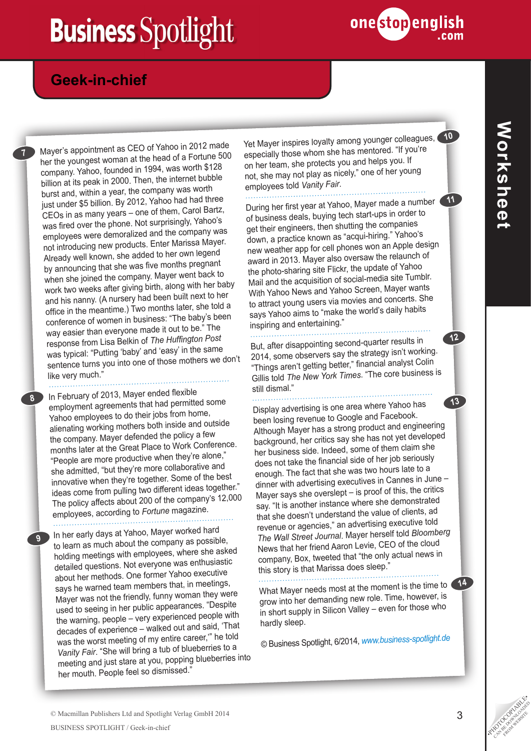## Geek-in-chief

**7** Mayer's appointment as CEO of Yahoo in 2012 made her the youngest woman at the head of a Fortune 500 company. Yahoo, founded in 1994, was worth $128 billion at its peak in 2000. Then, the internet bubble burst and, within a year, the company was worth just under $5 billion. By 2012, Yahoo had had three CEOs in as many years – one of them, Carol Bartz, was fired over the phone. Not surprisingly, Yahoo's employees were demoralized and the company was not introducing new products. Enter Marissa Mayer. Already well known, she added to her own legend by announcing that she was five months pregnant when she joined the company. Mayer went back to work two weeks after giving birth, along with her baby and his nanny. (A nursery had been built next to her office in the meantime.) Two months later, she told a conference of women in business: "The baby's been way easier than everyone made it out to be." The response from Lisa Belkin of *The Huffington Post* was typical: "Putting 'baby' and 'easy' in the same sentence turns you into one of those mothers we don't like very much."

**8** In February of 2013, Mayer ended flexible employment agreements that had permitted some Yahoo employees to do their jobs from home, alienating working mothers both inside and outside the company. Mayer defended the policy a few months later at the Great Place to Work Conference. "People are more productive when they're alone," she admitted, "but they're more collaborative and innovative when they're together. Some of the best ideas come from pulling two different ideas together." The policy affects about 200 of the company's 12,000 employees, according to *Fortune* magazine.

**9** In her early days at Yahoo, Mayer worked hard to learn as much about the company as possible, holding meetings with employees, where she asked detailed questions. Not everyone was enthusiastic about her methods. One former Yahoo executive says he warned team members that, in meetings, Mayer was not the friendly, funny woman they were used to seeing in her public appearances. "Despite the warning, people – very experienced people with decades of experience – walked out and said, 'That was the worst meeting of my entire career,'" he told *Vanity Fair*. "She will bring a tub of blueberries to a meeting and just stare at you, popping blueberries into her mouth. People feel so dismissed."

**10** Yet Mayer inspires loyalty among younger colleagues, especially those whom she has mentored. "If you're on her team, she protects you and helps you. If not, she may not play as nicely," one of her young employees told *Vanity Fair*.

**11** During her first year at Yahoo, Mayer made a number of business deals, buying tech start-ups in order to get their engineers, then shutting the companies down, a practice known as "acqui-hiring." Yahoo's new weather app for cell phones won an Apple design award in 2013. Mayer also oversaw the relaunch of the photo-sharing site Flickr, the update of Yahoo Mail and the acquisition of social-media site Tumblr. With Yahoo News and Yahoo Screen, Mayer wants to attract young users via movies and concerts. She says Yahoo aims to "make the world's daily habits inspiring and entertaining."

**12** But, after disappointing second-quarter results in 2014, some observers say the strategy isn't working. "Things aren't getting better," financial analyst Colin Gillis told *The New York Times*. "The core business is still dismal."

**13** Display advertising is one area where Yahoo has been losing revenue to Google and Facebook. Although Mayer has a strong product and engineering background, her critics say she has not yet developed her business side. Indeed, some of them claim she does not take the financial side of her job seriously enough. The fact that she was two hours late to a dinner with advertising executives in Cannes in June – Mayer says she overslept – is proof of this, the critics say. "It is another instance where she demonstrated that she doesn't understand the value of clients, ad revenue or agencies," an advertising executive told *The Wall Street Journal*. Mayer herself told *Bloomberg News* that her friend Aaron Levie, CEO of the cloud company, Box, tweeted that "the only actual news in this story is that Marissa does sleep."

**14** What Mayer needs most at the moment is the time to grow into her demanding new role. Time, however, is in short supply in Silicon Valley – even for those who hardly sleep.

© Business Spotlight, 6/2014, www.business-spotlight.de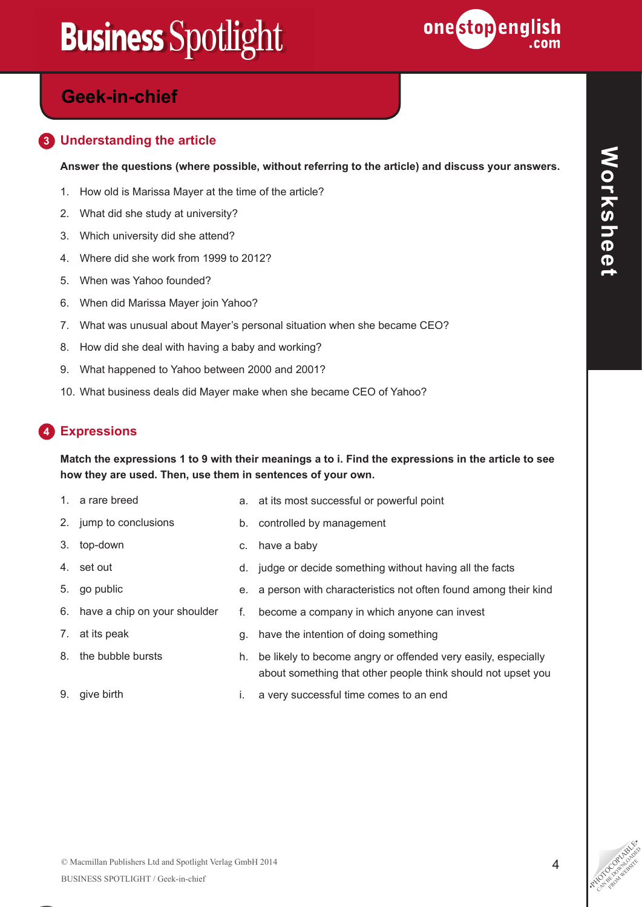## Geek-in-chief

### 3 Understanding the article

**Answer the questions (where possible, without referring to the article) and discuss your answers.**

1. How old is Marissa Mayer at the time of the article?
2. What did she study at university?
3. Which university did she attend?
4. Where did she work from 1999 to 2012?
5. When was Yahoo founded?
6. When did Marissa Mayer join Yahoo?
7. What was unusual about Mayer's personal situation when she became CEO?
8. How did she deal with having a baby and working?
9. What happened to Yahoo between 2000 and 2001?
10. What business deals did Mayer make when she became CEO of Yahoo?

### 4 Expressions

**Match the expressions 1 to 9 with their meanings a to i. Find the expressions in the article to see how they are used. Then, use them in sentences of your own.**

| | |
|---|---|
| 1. a rare breed | a. at its most successful or powerful point |
| 2. jump to conclusions | b. controlled by management |
| 3. top-down | c. have a baby |
| 4. set out | d. judge or decide something without having all the facts |
| 5. go public | e. a person with characteristics not often found among their kind |
| 6. have a chip on your shoulder | f. become a company in which anyone can invest |
| 7. at its peak | g. have the intention of doing something |
| 8. the bubble bursts | h. be likely to become angry or offended very easily, especially about something that other people think should not upset you |
| 9. give birth | i. a very successful time comes to an end |

© Macmillan Publishers Ltd and Spotlight Verlag GmbH 2014
BUSINESS SPOTLIGHT / Geek-in-chief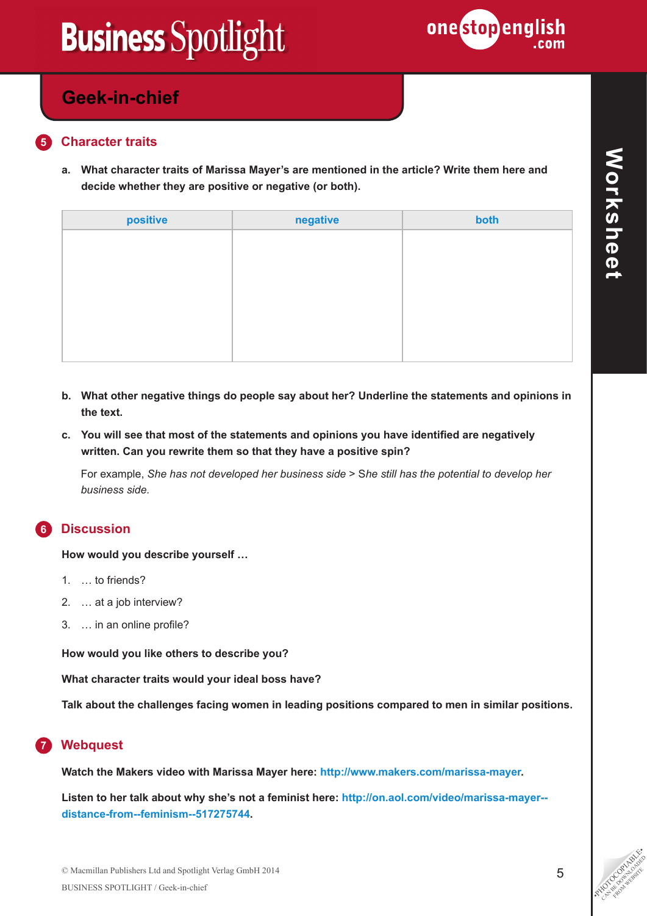## Geek-in-chief

### 5 Character traits

**a. What character traits of Marissa Mayer's are mentioned in the article? Write them here and decide whether they are positive or negative (or both).**

| positive | negative | both |
|---|---|---|
| | | |

**b. What other negative things do people say about her? Underline the statements and opinions in the text.**

**c. You will see that most of the statements and opinions you have identified are negatively written. Can you rewrite them so that they have a positive spin?**

For example, *She has not developed her business side* > She *still has the potential to develop her business side.*

### 6 Discussion

**How would you describe yourself …**

1. … to friends?
2. … at a job interview?
3. … in an online profile?

**How would you like others to describe you?**

**What character traits would your ideal boss have?**

**Talk about the challenges facing women in leading positions compared to men in similar positions.**

### 7 Webquest

**Watch the Makers video with Marissa Mayer here: http://www.makers.com/marissa-mayer.**

**Listen to her talk about why she's not a feminist here: http://on.aol.com/video/marissa-mayer--distance-from--feminism--517275744.**

© Macmillan Publishers Ltd and Spotlight Verlag GmbH 2014
BUSINESS SPOTLIGHT / Geek-in-chief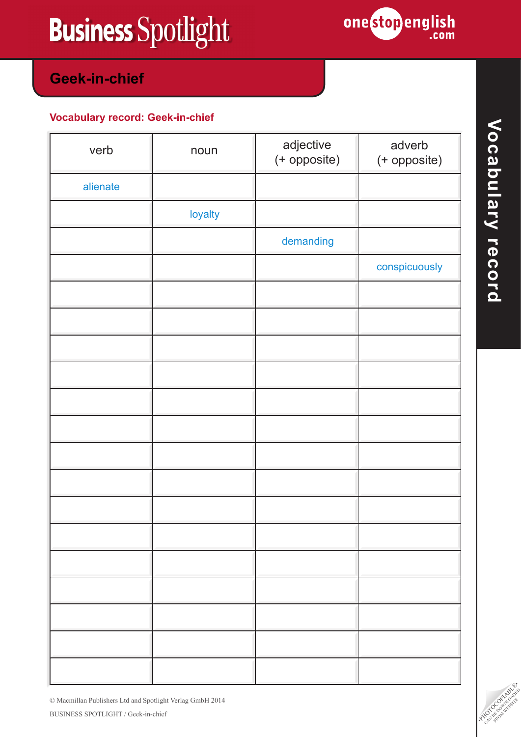## Geek-in-chief

**Vocabulary record: Geek-in-chief**

| verb | noun | adjective (+ opposite) | adverb (+ opposite) |
|---|---|---|---|
| alienate | | | |
| | loyalty | | |
| | | demanding | |
| | | | conspicuously |
| | | | |
| | | | |
| | | | |
| | | | |
| | | | |
| | | | |
| | | | |
| | | | |
| | | | |
| | | | |
| | | | |
| | | | |
| | | | |
| | | | |
| | | | |

© Macmillan Publishers Ltd and Spotlight Verlag GmbH 2014

BUSINESS SPOTLIGHT / Geek-in-chief